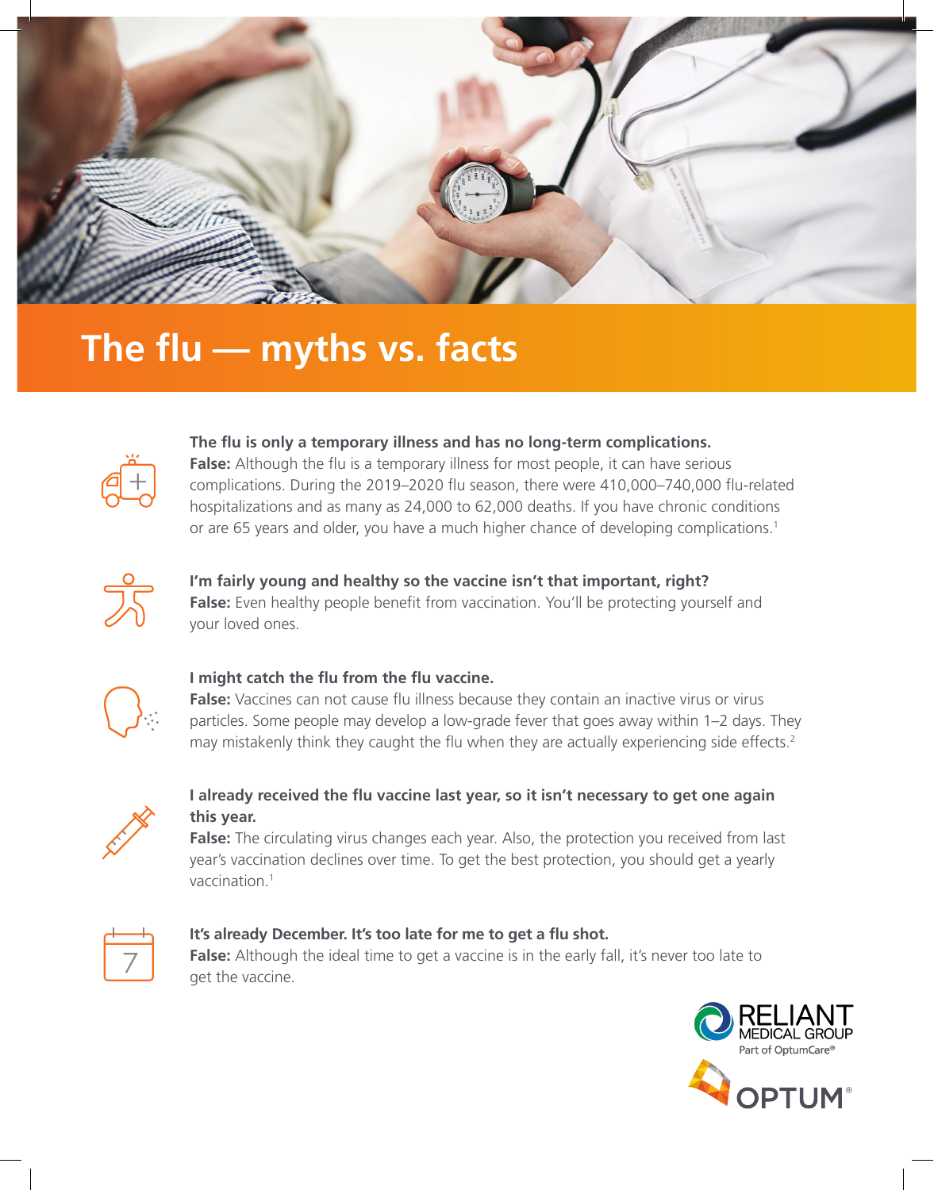# The flu — myths vs. facts

**The flu is only a temporary illness and has no long-term complications.**
**False:** Although the flu is a temporary illness for most people, it can have serious complications. During the 2019–2020 flu season, there were 410,000–740,000 flu-related hospitalizations and as many as 24,000 to 62,000 deaths. If you have chronic conditions or are 65 years and older, you have a much higher chance of developing complications.[1]

**I'm fairly young and healthy so the vaccine isn't that important, right?**
**False:** Even healthy people benefit from vaccination. You'll be protecting yourself and your loved ones.

**I might catch the flu from the flu vaccine.**
**False:** Vaccines can not cause flu illness because they contain an inactive virus or virus particles. Some people may develop a low-grade fever that goes away within 1–2 days. They may mistakenly think they caught the flu when they are actually experiencing side effects.[2]

**I already received the flu vaccine last year, so it isn't necessary to get one again this year.**
**False:** The circulating virus changes each year. Also, the protection you received from last year's vaccination declines over time. To get the best protection, you should get a yearly vaccination.[1]

**It's already December. It's too late for me to get a flu shot.**
**False:** Although the ideal time to get a vaccine is in the early fall, it's never too late to get the vaccine.

RELIANT MEDICAL GROUP
Part of OptumCare®

OPTUM®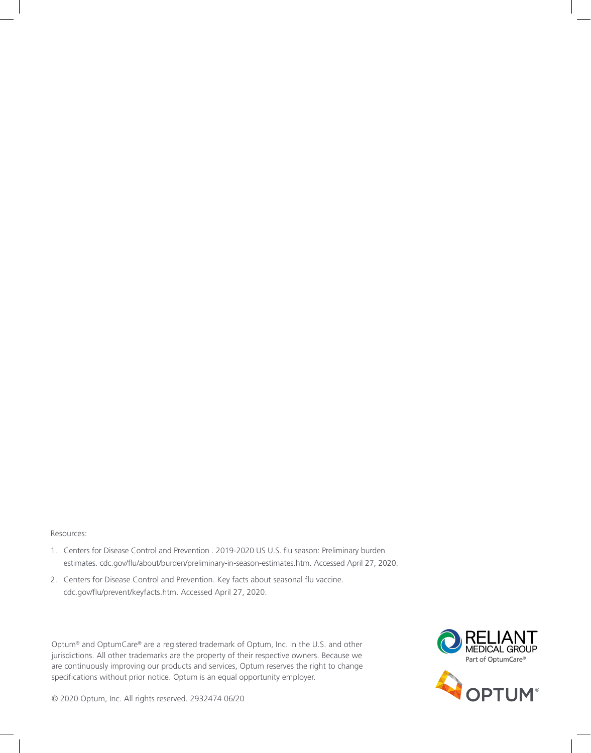Resources:

1. Centers for Disease Control and Prevention . 2019-2020 US U.S. flu season: Preliminary burden estimates. cdc.gov/flu/about/burden/preliminary-in-season-estimates.htm. Accessed April 27, 2020.
2. Centers for Disease Control and Prevention. Key facts about seasonal flu vaccine. cdc.gov/flu/prevent/keyfacts.htm. Accessed April 27, 2020.

Optum® and OptumCare® are a registered trademark of Optum, Inc. in the U.S. and other jurisdictions. All other trademarks are the property of their respective owners. Because we are continuously improving our products and services, Optum reserves the right to change specifications without prior notice. Optum is an equal opportunity employer.

© 2020 Optum, Inc. All rights reserved. 2932474 06/20

RELIANT MEDICAL GROUP
Part of OptumCare®

OPTUM®